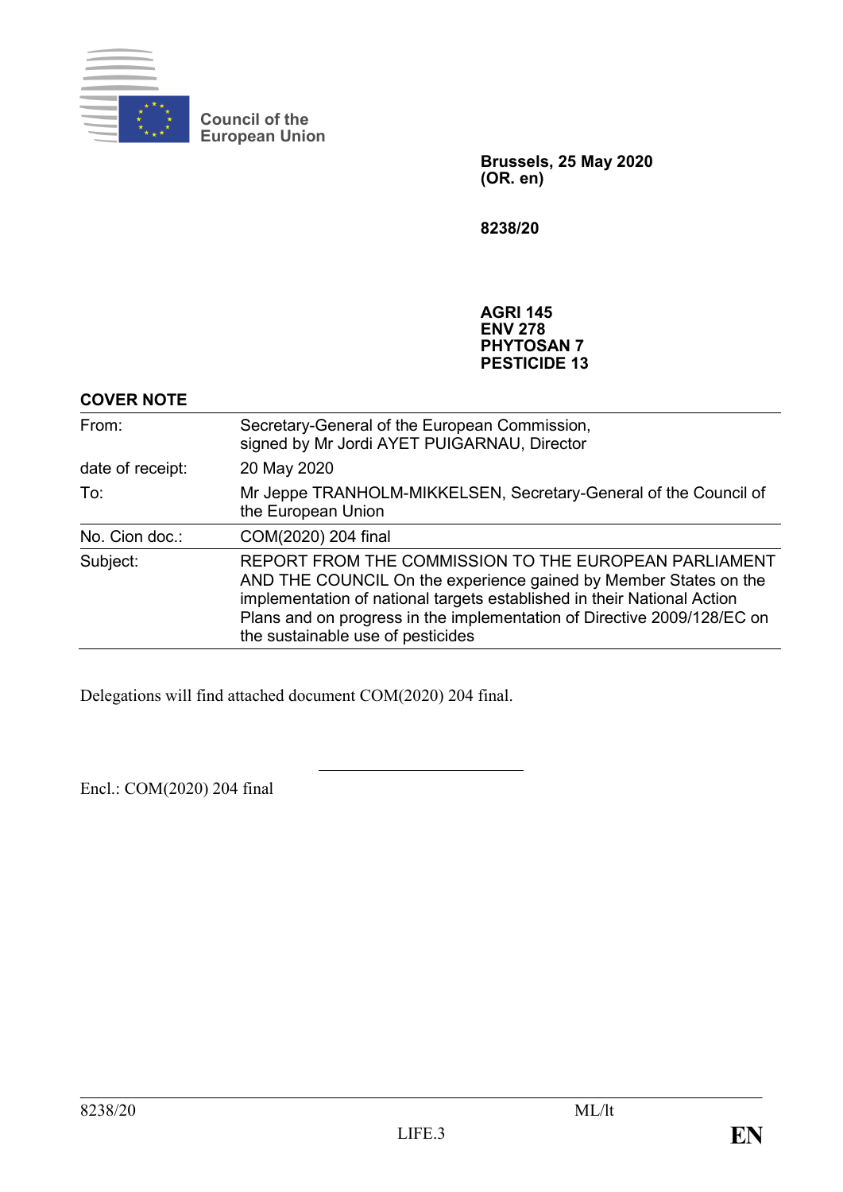Council of the European Union

**Brussels, 25 May 2020**
**(OR. en)**

**8238/20**

**AGRI 145**
**ENV 278**
**PHYTOSAN 7**
**PESTICIDE 13**

**COVER NOTE**

| | |
|---|---|
| From: | Secretary-General of the European Commission, signed by Mr Jordi AYET PUIGARNAU, Director |
| date of receipt: | 20 May 2020 |
| To: | Mr Jeppe TRANHOLM-MIKKELSEN, Secretary-General of the Council of the European Union |
| No. Cion doc.: | COM(2020) 204 final |
| Subject: | REPORT FROM THE COMMISSION TO THE EUROPEAN PARLIAMENT AND THE COUNCIL On the experience gained by Member States on the implementation of national targets established in their National Action Plans and on progress in the implementation of Directive 2009/128/EC on the sustainable use of pesticides |

Delegations will find attached document COM(2020) 204 final.

---

Encl.: COM(2020) 204 final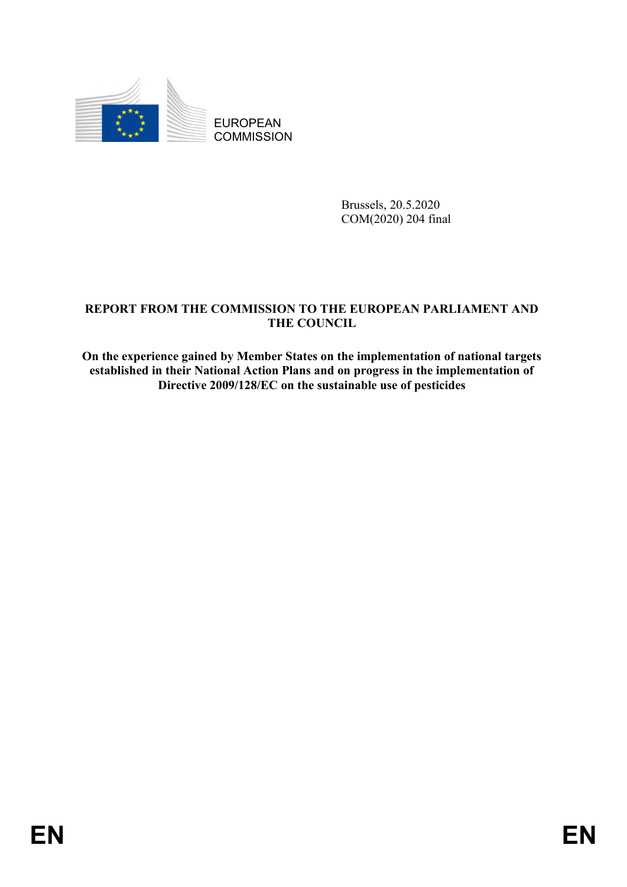EUROPEAN COMMISSION

Brussels, 20.5.2020
COM(2020) 204 final

**REPORT FROM THE COMMISSION TO THE EUROPEAN PARLIAMENT AND THE COUNCIL**

**On the experience gained by Member States on the implementation of national targets established in their National Action Plans and on progress in the implementation of Directive 2009/128/EC on the sustainable use of pesticides**

EN EN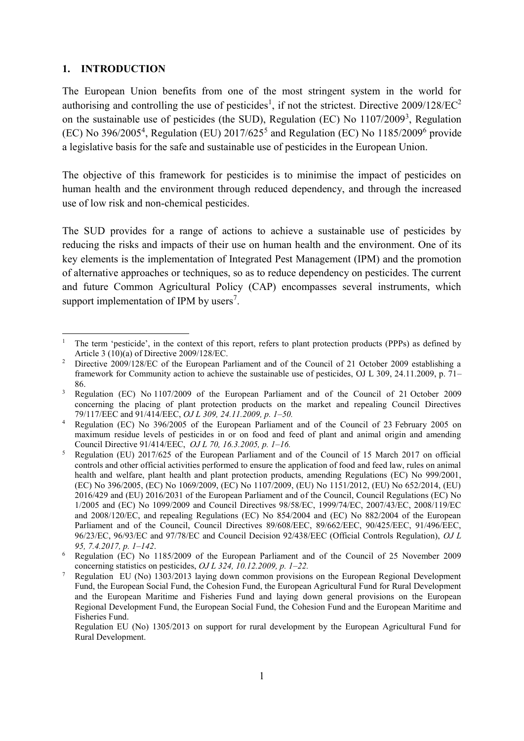## 1. INTRODUCTION

The European Union benefits from one of the most stringent system in the world for authorising and controlling the use of pesticides[1], if not the strictest. Directive 2009/128/EC[2] on the sustainable use of pesticides (the SUD), Regulation (EC) No 1107/2009[3], Regulation (EC) No 396/2005[4], Regulation (EU) 2017/625[5] and Regulation (EC) No 1185/2009[6] provide a legislative basis for the safe and sustainable use of pesticides in the European Union.

The objective of this framework for pesticides is to minimise the impact of pesticides on human health and the environment through reduced dependency, and through the increased use of low risk and non-chemical pesticides.

The SUD provides for a range of actions to achieve a sustainable use of pesticides by reducing the risks and impacts of their use on human health and the environment. One of its key elements is the implementation of Integrated Pest Management (IPM) and the promotion of alternative approaches or techniques, so as to reduce dependency on pesticides. The current and future Common Agricultural Policy (CAP) encompasses several instruments, which support implementation of IPM by users[7].

---

[1] The term 'pesticide', in the context of this report, refers to plant protection products (PPPs) as defined by Article 3 (10)(a) of Directive 2009/128/EC.

[2] Directive 2009/128/EC of the European Parliament and of the Council of 21 October 2009 establishing a framework for Community action to achieve the sustainable use of pesticides, OJ L 309, 24.11.2009, p. 71–86.

[3] Regulation (EC) No 1107/2009 of the European Parliament and of the Council of 21 October 2009 concerning the placing of plant protection products on the market and repealing Council Directives 79/117/EEC and 91/414/EEC, *OJ L 309, 24.11.2009, p. 1–50.*

[4] Regulation (EC) No 396/2005 of the European Parliament and of the Council of 23 February 2005 on maximum residue levels of pesticides in or on food and feed of plant and animal origin and amending Council Directive 91/414/EEC, *OJ L 70, 16.3.2005, p. 1–16.*

[5] Regulation (EU) 2017/625 of the European Parliament and of the Council of 15 March 2017 on official controls and other official activities performed to ensure the application of food and feed law, rules on animal health and welfare, plant health and plant protection products, amending Regulations (EC) No 999/2001, (EC) No 396/2005, (EC) No 1069/2009, (EC) No 1107/2009, (EU) No 1151/2012, (EU) No 652/2014, (EU) 2016/429 and (EU) 2016/2031 of the European Parliament and of the Council, Council Regulations (EC) No 1/2005 and (EC) No 1099/2009 and Council Directives 98/58/EC, 1999/74/EC, 2007/43/EC, 2008/119/EC and 2008/120/EC, and repealing Regulations (EC) No 854/2004 and (EC) No 882/2004 of the European Parliament and of the Council, Council Directives 89/608/EEC, 89/662/EEC, 90/425/EEC, 91/496/EEC, 96/23/EC, 96/93/EC and 97/78/EC and Council Decision 92/438/EEC (Official Controls Regulation), *OJ L 95, 7.4.2017, p. 1–142*.

[6] Regulation (EC) No 1185/2009 of the European Parliament and of the Council of 25 November 2009 concerning statistics on pesticides, *OJ L 324, 10.12.2009, p. 1–22.*

[7] Regulation EU (No) 1303/2013 laying down common provisions on the European Regional Development Fund, the European Social Fund, the Cohesion Fund, the European Agricultural Fund for Rural Development and the European Maritime and Fisheries Fund and laying down general provisions on the European Regional Development Fund, the European Social Fund, the Cohesion Fund and the European Maritime and Fisheries Fund.
Regulation EU (No) 1305/2013 on support for rural development by the European Agricultural Fund for Rural Development.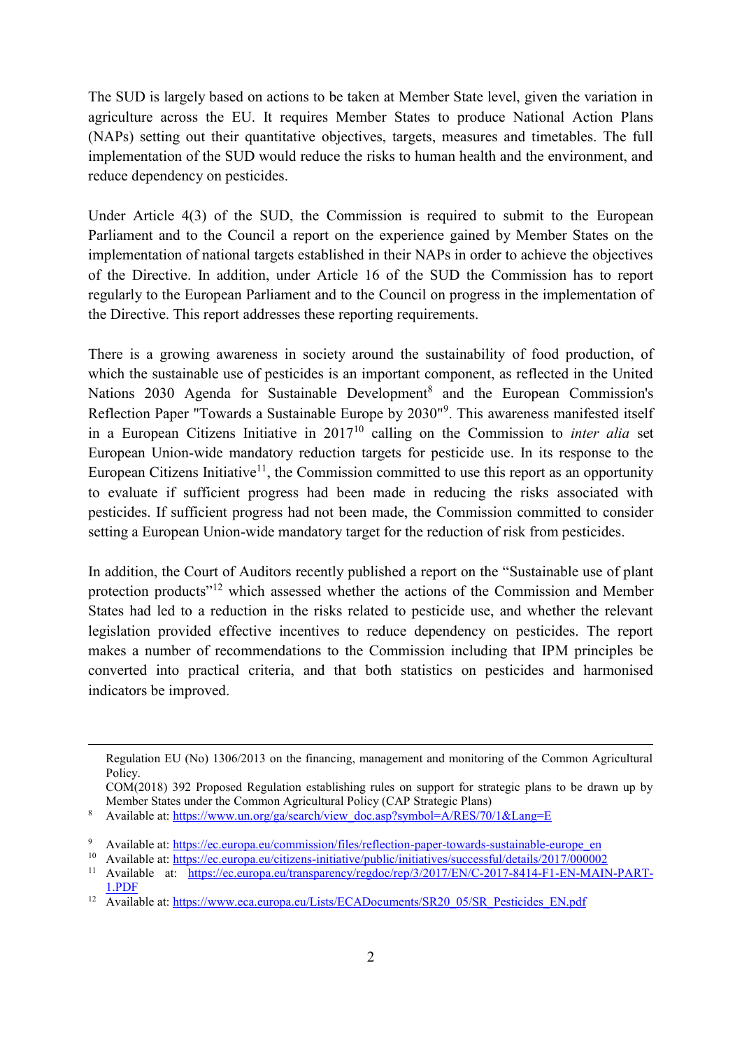The SUD is largely based on actions to be taken at Member State level, given the variation in agriculture across the EU. It requires Member States to produce National Action Plans (NAPs) setting out their quantitative objectives, targets, measures and timetables. The full implementation of the SUD would reduce the risks to human health and the environment, and reduce dependency on pesticides.

Under Article 4(3) of the SUD, the Commission is required to submit to the European Parliament and to the Council a report on the experience gained by Member States on the implementation of national targets established in their NAPs in order to achieve the objectives of the Directive. In addition, under Article 16 of the SUD the Commission has to report regularly to the European Parliament and to the Council on progress in the implementation of the Directive. This report addresses these reporting requirements.

There is a growing awareness in society around the sustainability of food production, of which the sustainable use of pesticides is an important component, as reflected in the United Nations 2030 Agenda for Sustainable Development[8] and the European Commission's Reflection Paper "Towards a Sustainable Europe by 2030"[9]. This awareness manifested itself in a European Citizens Initiative in 2017[10] calling on the Commission to *inter alia* set European Union-wide mandatory reduction targets for pesticide use. In its response to the European Citizens Initiative[11], the Commission committed to use this report as an opportunity to evaluate if sufficient progress had been made in reducing the risks associated with pesticides. If sufficient progress had not been made, the Commission committed to consider setting a European Union-wide mandatory target for the reduction of risk from pesticides.

In addition, the Court of Auditors recently published a report on the "Sustainable use of plant protection products"[12] which assessed whether the actions of the Commission and Member States had led to a reduction in the risks related to pesticide use, and whether the relevant legislation provided effective incentives to reduce dependency on pesticides. The report makes a number of recommendations to the Commission including that IPM principles be converted into practical criteria, and that both statistics on pesticides and harmonised indicators be improved.

---

Regulation EU (No) 1306/2013 on the financing, management and monitoring of the Common Agricultural Policy.
COM(2018) 392 Proposed Regulation establishing rules on support for strategic plans to be drawn up by Member States under the Common Agricultural Policy (CAP Strategic Plans)

[8] Available at: https://www.un.org/ga/search/view_doc.asp?symbol=A/RES/70/1&Lang=E

[9] Available at: https://ec.europa.eu/commission/files/reflection-paper-towards-sustainable-europe_en

[10] Available at: https://ec.europa.eu/citizens-initiative/public/initiatives/successful/details/2017/000002

[11] Available at: https://ec.europa.eu/transparency/regdoc/rep/3/2017/EN/C-2017-8414-F1-EN-MAIN-PART-1.PDF

[12] Available at: https://www.eca.europa.eu/Lists/ECADocuments/SR20_05/SR_Pesticides_EN.pdf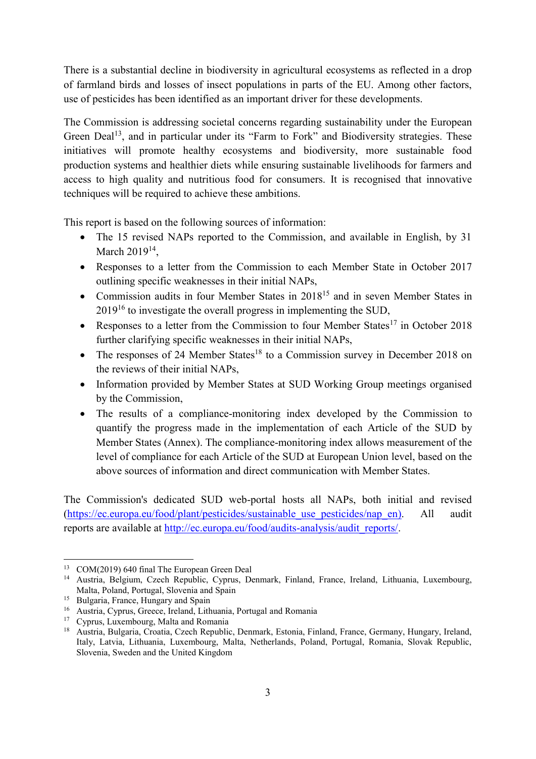There is a substantial decline in biodiversity in agricultural ecosystems as reflected in a drop of farmland birds and losses of insect populations in parts of the EU. Among other factors, use of pesticides has been identified as an important driver for these developments.

The Commission is addressing societal concerns regarding sustainability under the European Green Deal[13], and in particular under its "Farm to Fork" and Biodiversity strategies. These initiatives will promote healthy ecosystems and biodiversity, more sustainable food production systems and healthier diets while ensuring sustainable livelihoods for farmers and access to high quality and nutritious food for consumers. It is recognised that innovative techniques will be required to achieve these ambitions.

This report is based on the following sources of information:

- The 15 revised NAPs reported to the Commission, and available in English, by 31 March 2019[14],
- Responses to a letter from the Commission to each Member State in October 2017 outlining specific weaknesses in their initial NAPs,
- Commission audits in four Member States in 2018[15] and in seven Member States in 2019[16] to investigate the overall progress in implementing the SUD,
- Responses to a letter from the Commission to four Member States[17] in October 2018 further clarifying specific weaknesses in their initial NAPs,
- The responses of 24 Member States[18] to a Commission survey in December 2018 on the reviews of their initial NAPs,
- Information provided by Member States at SUD Working Group meetings organised by the Commission,
- The results of a compliance-monitoring index developed by the Commission to quantify the progress made in the implementation of each Article of the SUD by Member States (Annex). The compliance-monitoring index allows measurement of the level of compliance for each Article of the SUD at European Union level, based on the above sources of information and direct communication with Member States.

The Commission's dedicated SUD web-portal hosts all NAPs, both initial and revised (https://ec.europa.eu/food/plant/pesticides/sustainable_use_pesticides/nap_en). All audit reports are available at http://ec.europa.eu/food/audits-analysis/audit_reports/.

---

[13] COM(2019) 640 final The European Green Deal

[14] Austria, Belgium, Czech Republic, Cyprus, Denmark, Finland, France, Ireland, Lithuania, Luxembourg, Malta, Poland, Portugal, Slovenia and Spain

[15] Bulgaria, France, Hungary and Spain

[16] Austria, Cyprus, Greece, Ireland, Lithuania, Portugal and Romania

[17] Cyprus, Luxembourg, Malta and Romania

[18] Austria, Bulgaria, Croatia, Czech Republic, Denmark, Estonia, Finland, France, Germany, Hungary, Ireland, Italy, Latvia, Lithuania, Luxembourg, Malta, Netherlands, Poland, Portugal, Romania, Slovak Republic, Slovenia, Sweden and the United Kingdom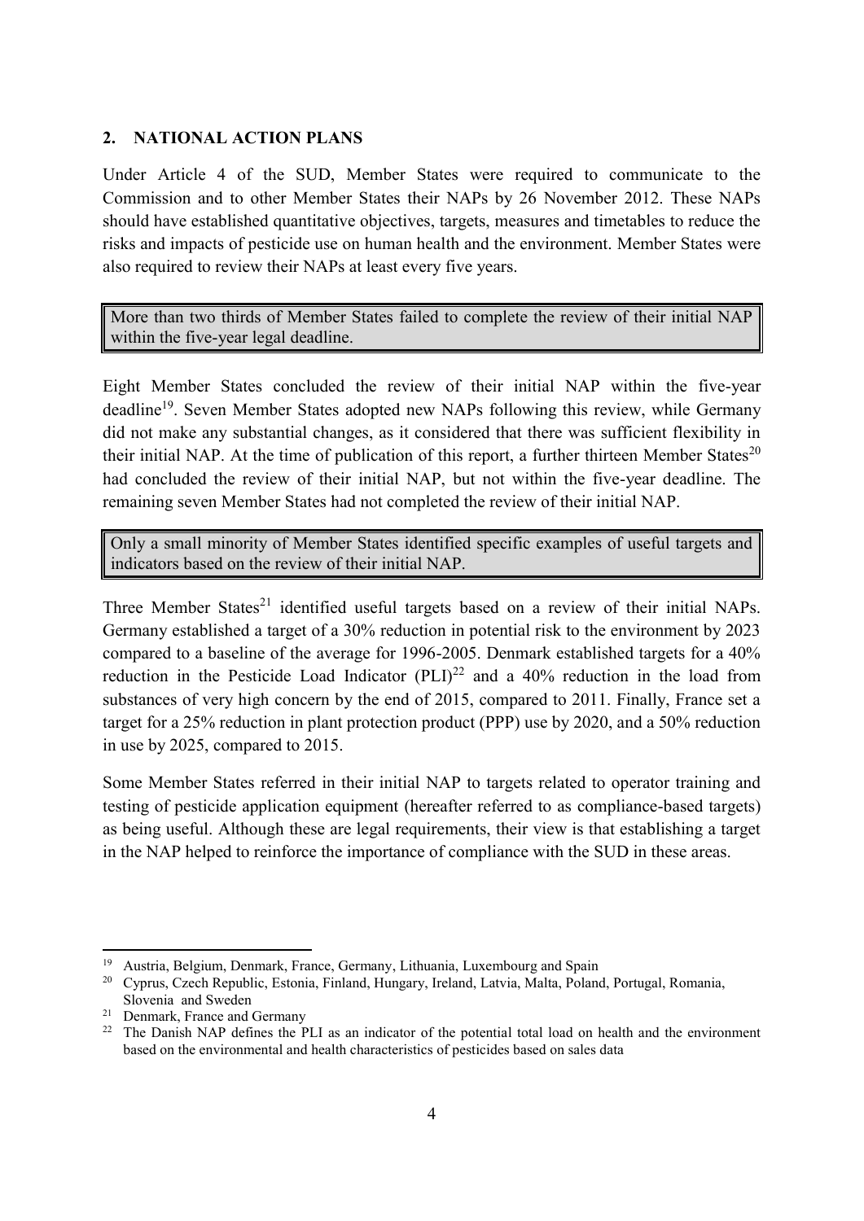## 2. NATIONAL ACTION PLANS

Under Article 4 of the SUD, Member States were required to communicate to the Commission and to other Member States their NAPs by 26 November 2012. These NAPs should have established quantitative objectives, targets, measures and timetables to reduce the risks and impacts of pesticide use on human health and the environment. Member States were also required to review their NAPs at least every five years.

> More than two thirds of Member States failed to complete the review of their initial NAP within the five-year legal deadline.

Eight Member States concluded the review of their initial NAP within the five-year deadline[19]. Seven Member States adopted new NAPs following this review, while Germany did not make any substantial changes, as it considered that there was sufficient flexibility in their initial NAP. At the time of publication of this report, a further thirteen Member States[20] had concluded the review of their initial NAP, but not within the five-year deadline. The remaining seven Member States had not completed the review of their initial NAP.

> Only a small minority of Member States identified specific examples of useful targets and indicators based on the review of their initial NAP.

Three Member States[21] identified useful targets based on a review of their initial NAPs. Germany established a target of a 30% reduction in potential risk to the environment by 2023 compared to a baseline of the average for 1996-2005. Denmark established targets for a 40% reduction in the Pesticide Load Indicator (PLI)[22] and a 40% reduction in the load from substances of very high concern by the end of 2015, compared to 2011. Finally, France set a target for a 25% reduction in plant protection product (PPP) use by 2020, and a 50% reduction in use by 2025, compared to 2015.

Some Member States referred in their initial NAP to targets related to operator training and testing of pesticide application equipment (hereafter referred to as compliance-based targets) as being useful. Although these are legal requirements, their view is that establishing a target in the NAP helped to reinforce the importance of compliance with the SUD in these areas.

---

[19] Austria, Belgium, Denmark, France, Germany, Lithuania, Luxembourg and Spain

[20] Cyprus, Czech Republic, Estonia, Finland, Hungary, Ireland, Latvia, Malta, Poland, Portugal, Romania, Slovenia and Sweden

[21] Denmark, France and Germany

[22] The Danish NAP defines the PLI as an indicator of the potential total load on health and the environment based on the environmental and health characteristics of pesticides based on sales data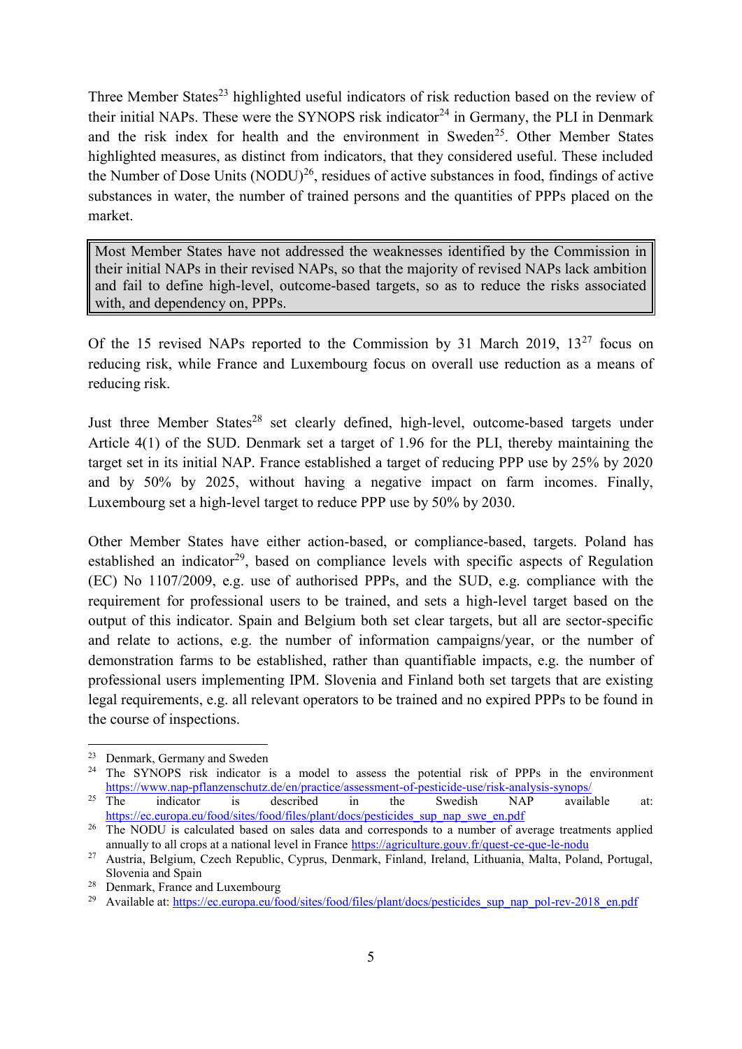Three Member States[23] highlighted useful indicators of risk reduction based on the review of their initial NAPs. These were the SYNOPS risk indicator[24] in Germany, the PLI in Denmark and the risk index for health and the environment in Sweden[25]. Other Member States highlighted measures, as distinct from indicators, that they considered useful. These included the Number of Dose Units (NODU)[26], residues of active substances in food, findings of active substances in water, the number of trained persons and the quantities of PPPs placed on the market.

> Most Member States have not addressed the weaknesses identified by the Commission in their initial NAPs in their revised NAPs, so that the majority of revised NAPs lack ambition and fail to define high-level, outcome-based targets, so as to reduce the risks associated with, and dependency on, PPPs.

Of the 15 revised NAPs reported to the Commission by 31 March 2019, 13[27] focus on reducing risk, while France and Luxembourg focus on overall use reduction as a means of reducing risk.

Just three Member States[28] set clearly defined, high-level, outcome-based targets under Article 4(1) of the SUD. Denmark set a target of 1.96 for the PLI, thereby maintaining the target set in its initial NAP. France established a target of reducing PPP use by 25% by 2020 and by 50% by 2025, without having a negative impact on farm incomes. Finally, Luxembourg set a high-level target to reduce PPP use by 50% by 2030.

Other Member States have either action-based, or compliance-based, targets. Poland has established an indicator[29], based on compliance levels with specific aspects of Regulation (EC) No 1107/2009, e.g. use of authorised PPPs, and the SUD, e.g. compliance with the requirement for professional users to be trained, and sets a high-level target based on the output of this indicator. Spain and Belgium both set clear targets, but all are sector-specific and relate to actions, e.g. the number of information campaigns/year, or the number of demonstration farms to be established, rather than quantifiable impacts, e.g. the number of professional users implementing IPM. Slovenia and Finland both set targets that are existing legal requirements, e.g. all relevant operators to be trained and no expired PPPs to be found in the course of inspections.

---

[23] Denmark, Germany and Sweden

[24] The SYNOPS risk indicator is a model to assess the potential risk of PPPs in the environment https://www.nap-pflanzenschutz.de/en/practice/assessment-of-pesticide-use/risk-analysis-synops/

[25] The indicator is described in the Swedish NAP available at: https://ec.europa.eu/food/sites/food/files/plant/docs/pesticides_sup_nap_swe_en.pdf

[26] The NODU is calculated based on sales data and corresponds to a number of average treatments applied annually to all crops at a national level in France https://agriculture.gouv.fr/quest-ce-que-le-nodu

[27] Austria, Belgium, Czech Republic, Cyprus, Denmark, Finland, Ireland, Lithuania, Malta, Poland, Portugal, Slovenia and Spain

[28] Denmark, France and Luxembourg

[29] Available at: https://ec.europa.eu/food/sites/food/files/plant/docs/pesticides_sup_nap_pol-rev-2018_en.pdf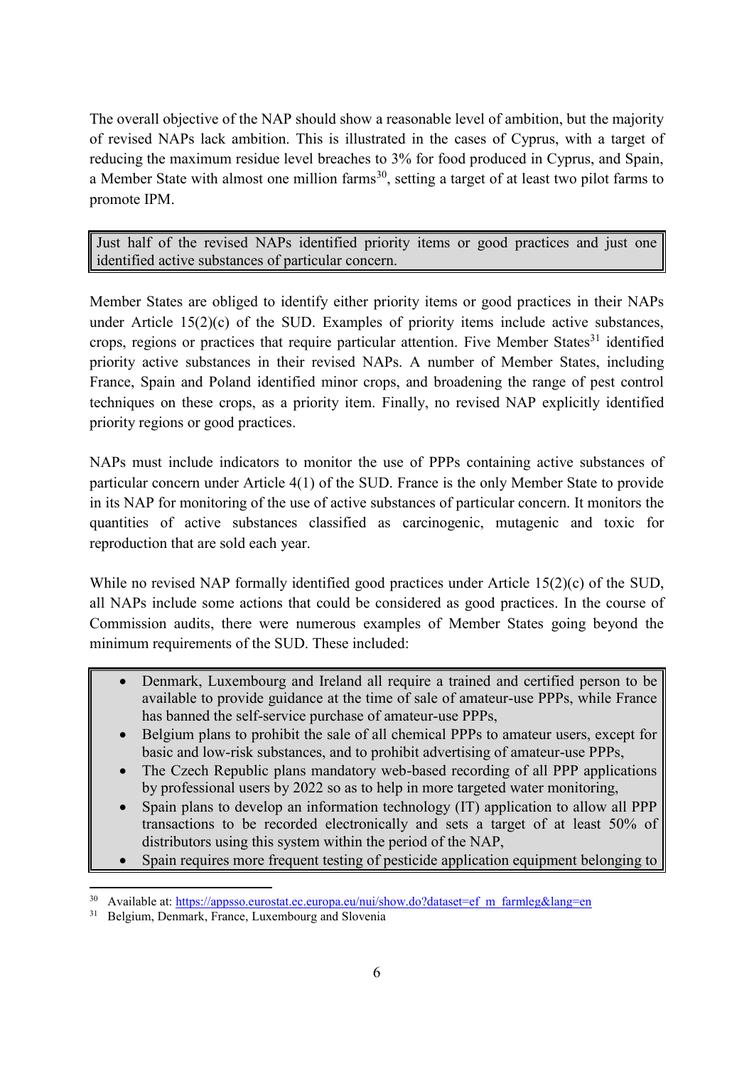The overall objective of the NAP should show a reasonable level of ambition, but the majority of revised NAPs lack ambition. This is illustrated in the cases of Cyprus, with a target of reducing the maximum residue level breaches to 3% for food produced in Cyprus, and Spain, a Member State with almost one million farms[30], setting a target of at least two pilot farms to promote IPM.

**Just half of the revised NAPs identified priority items or good practices and just one identified active substances of particular concern.**

Member States are obliged to identify either priority items or good practices in their NAPs under Article 15(2)(c) of the SUD. Examples of priority items include active substances, crops, regions or practices that require particular attention. Five Member States[31] identified priority active substances in their revised NAPs. A number of Member States, including France, Spain and Poland identified minor crops, and broadening the range of pest control techniques on these crops, as a priority item. Finally, no revised NAP explicitly identified priority regions or good practices.

NAPs must include indicators to monitor the use of PPPs containing active substances of particular concern under Article 4(1) of the SUD. France is the only Member State to provide in its NAP for monitoring of the use of active substances of particular concern. It monitors the quantities of active substances classified as carcinogenic, mutagenic and toxic for reproduction that are sold each year.

While no revised NAP formally identified good practices under Article 15(2)(c) of the SUD, all NAPs include some actions that could be considered as good practices. In the course of Commission audits, there were numerous examples of Member States going beyond the minimum requirements of the SUD. These included:

- Denmark, Luxembourg and Ireland all require a trained and certified person to be available to provide guidance at the time of sale of amateur-use PPPs, while France has banned the self-service purchase of amateur-use PPPs,
- Belgium plans to prohibit the sale of all chemical PPPs to amateur users, except for basic and low-risk substances, and to prohibit advertising of amateur-use PPPs,
- The Czech Republic plans mandatory web-based recording of all PPP applications by professional users by 2022 so as to help in more targeted water monitoring,
- Spain plans to develop an information technology (IT) application to allow all PPP transactions to be recorded electronically and sets a target of at least 50% of distributors using this system within the period of the NAP,
- Spain requires more frequent testing of pesticide application equipment belonging to

[30] Available at: https://appsso.eurostat.ec.europa.eu/nui/show.do?dataset=ef_m_farmleg&lang=en

[31] Belgium, Denmark, France, Luxembourg and Slovenia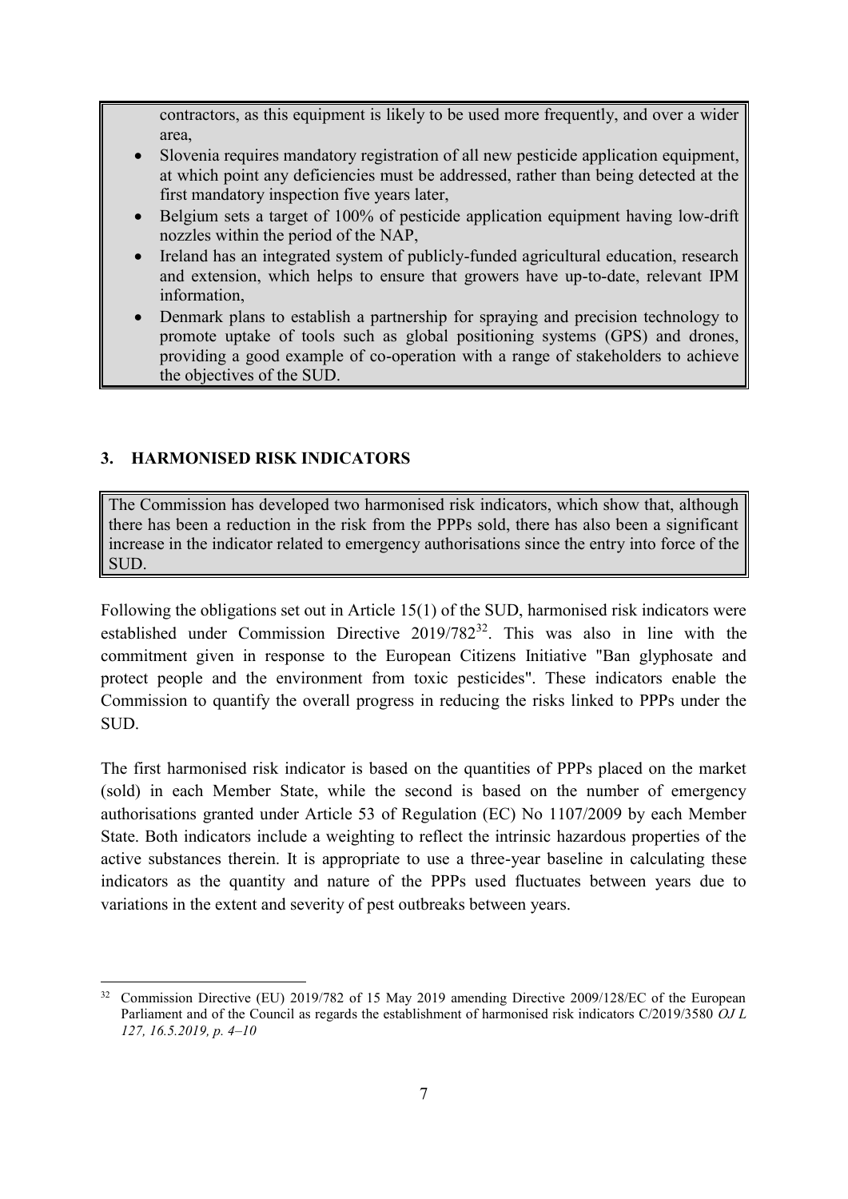contractors, as this equipment is likely to be used more frequently, and over a wider area,

- Slovenia requires mandatory registration of all new pesticide application equipment, at which point any deficiencies must be addressed, rather than being detected at the first mandatory inspection five years later,
- Belgium sets a target of 100% of pesticide application equipment having low-drift nozzles within the period of the NAP,
- Ireland has an integrated system of publicly-funded agricultural education, research and extension, which helps to ensure that growers have up-to-date, relevant IPM information,
- Denmark plans to establish a partnership for spraying and precision technology to promote uptake of tools such as global positioning systems (GPS) and drones, providing a good example of co-operation with a range of stakeholders to achieve the objectives of the SUD.

## 3. HARMONISED RISK INDICATORS

The Commission has developed two harmonised risk indicators, which show that, although there has been a reduction in the risk from the PPPs sold, there has also been a significant increase in the indicator related to emergency authorisations since the entry into force of the SUD.

Following the obligations set out in Article 15(1) of the SUD, harmonised risk indicators were established under Commission Directive 2019/782[32]. This was also in line with the commitment given in response to the European Citizens Initiative "Ban glyphosate and protect people and the environment from toxic pesticides". These indicators enable the Commission to quantify the overall progress in reducing the risks linked to PPPs under the SUD.

The first harmonised risk indicator is based on the quantities of PPPs placed on the market (sold) in each Member State, while the second is based on the number of emergency authorisations granted under Article 53 of Regulation (EC) No 1107/2009 by each Member State. Both indicators include a weighting to reflect the intrinsic hazardous properties of the active substances therein. It is appropriate to use a three-year baseline in calculating these indicators as the quantity and nature of the PPPs used fluctuates between years due to variations in the extent and severity of pest outbreaks between years.

[32] Commission Directive (EU) 2019/782 of 15 May 2019 amending Directive 2009/128/EC of the European Parliament and of the Council as regards the establishment of harmonised risk indicators C/2019/3580 *OJ L 127, 16.5.2019, p. 4–10*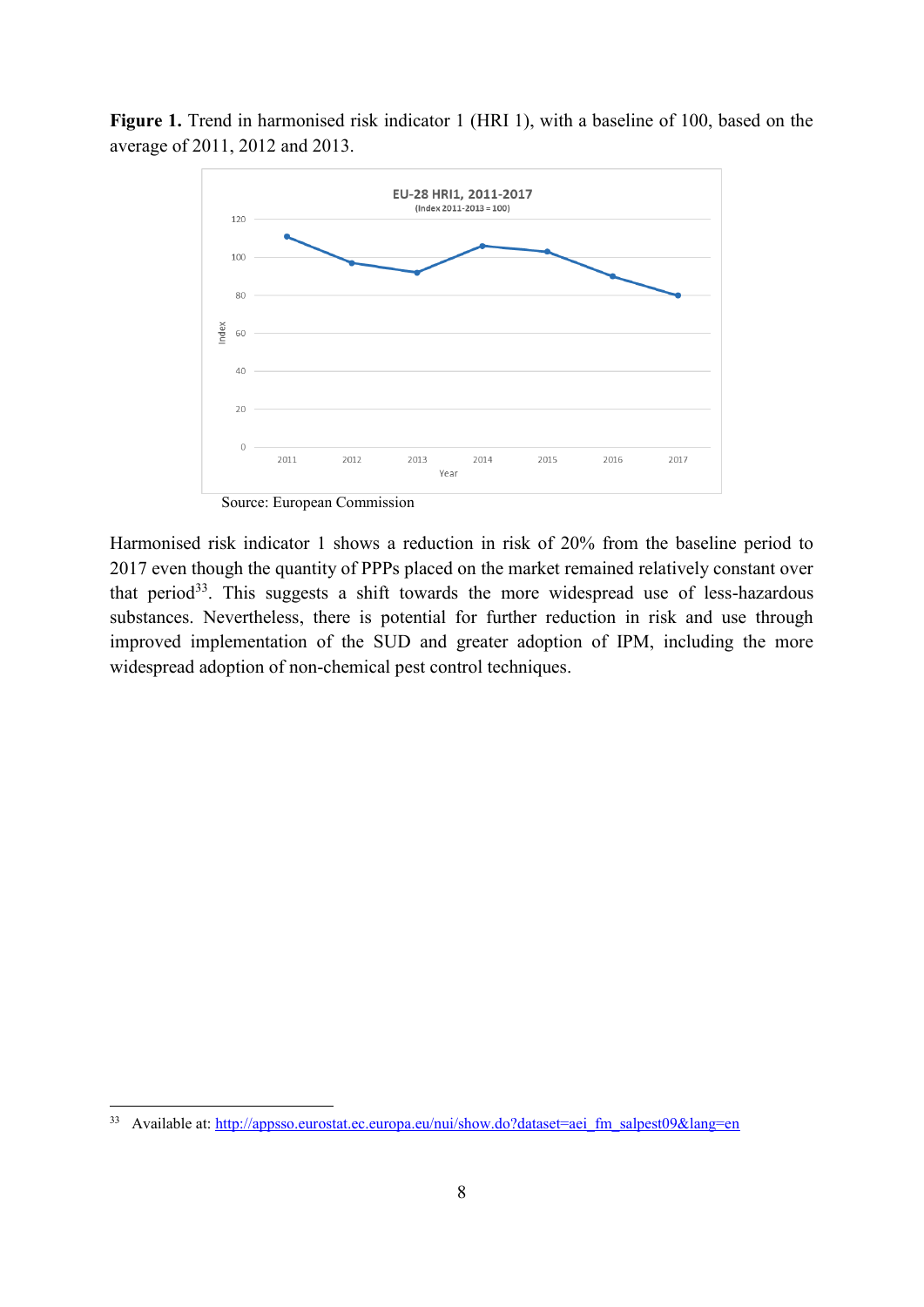**Figure 1.** Trend in harmonised risk indicator 1 (HRI 1), with a baseline of 100, based on the average of 2011, 2012 and 2013.

Source: European Commission

Harmonised risk indicator 1 shows a reduction in risk of 20% from the baseline period to 2017 even though the quantity of PPPs placed on the market remained relatively constant over that period[33]. This suggests a shift towards the more widespread use of less-hazardous substances. Nevertheless, there is potential for further reduction in risk and use through improved implementation of the SUD and greater adoption of IPM, including the more widespread adoption of non-chemical pest control techniques.

---

[33] Available at: http://appsso.eurostat.ec.europa.eu/nui/show.do?dataset=aei_fm_salpest09&lang=en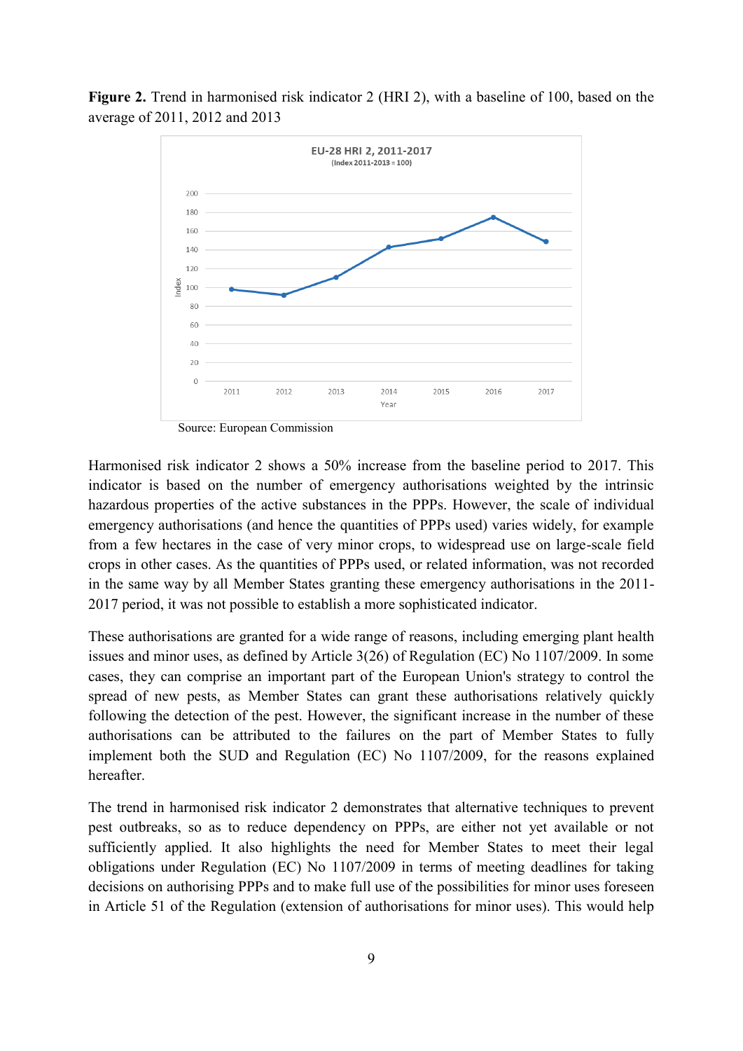**Figure 2.** Trend in harmonised risk indicator 2 (HRI 2), with a baseline of 100, based on the average of 2011, 2012 and 2013

Source: European Commission

Harmonised risk indicator 2 shows a 50% increase from the baseline period to 2017. This indicator is based on the number of emergency authorisations weighted by the intrinsic hazardous properties of the active substances in the PPPs. However, the scale of individual emergency authorisations (and hence the quantities of PPPs used) varies widely, for example from a few hectares in the case of very minor crops, to widespread use on large-scale field crops in other cases. As the quantities of PPPs used, or related information, was not recorded in the same way by all Member States granting these emergency authorisations in the 2011-2017 period, it was not possible to establish a more sophisticated indicator.

These authorisations are granted for a wide range of reasons, including emerging plant health issues and minor uses, as defined by Article 3(26) of Regulation (EC) No 1107/2009. In some cases, they can comprise an important part of the European Union's strategy to control the spread of new pests, as Member States can grant these authorisations relatively quickly following the detection of the pest. However, the significant increase in the number of these authorisations can be attributed to the failures on the part of Member States to fully implement both the SUD and Regulation (EC) No 1107/2009, for the reasons explained hereafter.

The trend in harmonised risk indicator 2 demonstrates that alternative techniques to prevent pest outbreaks, so as to reduce dependency on PPPs, are either not yet available or not sufficiently applied. It also highlights the need for Member States to meet their legal obligations under Regulation (EC) No 1107/2009 in terms of meeting deadlines for taking decisions on authorising PPPs and to make full use of the possibilities for minor uses foreseen in Article 51 of the Regulation (extension of authorisations for minor uses). This would help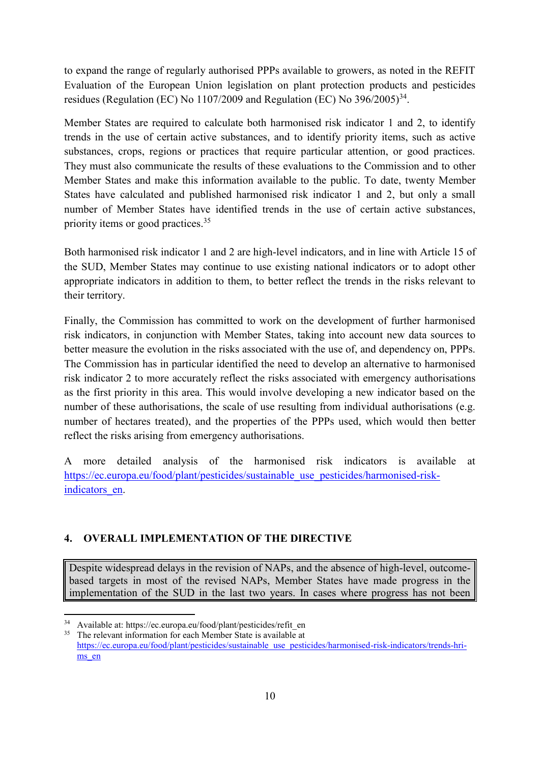to expand the range of regularly authorised PPPs available to growers, as noted in the REFIT Evaluation of the European Union legislation on plant protection products and pesticides residues (Regulation (EC) No 1107/2009 and Regulation (EC) No 396/2005)[34].

Member States are required to calculate both harmonised risk indicator 1 and 2, to identify trends in the use of certain active substances, and to identify priority items, such as active substances, crops, regions or practices that require particular attention, or good practices. They must also communicate the results of these evaluations to the Commission and to other Member States and make this information available to the public. To date, twenty Member States have calculated and published harmonised risk indicator 1 and 2, but only a small number of Member States have identified trends in the use of certain active substances, priority items or good practices.[35]

Both harmonised risk indicator 1 and 2 are high-level indicators, and in line with Article 15 of the SUD, Member States may continue to use existing national indicators or to adopt other appropriate indicators in addition to them, to better reflect the trends in the risks relevant to their territory.

Finally, the Commission has committed to work on the development of further harmonised risk indicators, in conjunction with Member States, taking into account new data sources to better measure the evolution in the risks associated with the use of, and dependency on, PPPs. The Commission has in particular identified the need to develop an alternative to harmonised risk indicator 2 to more accurately reflect the risks associated with emergency authorisations as the first priority in this area. This would involve developing a new indicator based on the number of these authorisations, the scale of use resulting from individual authorisations (e.g. number of hectares treated), and the properties of the PPPs used, which would then better reflect the risks arising from emergency authorisations.

A more detailed analysis of the harmonised risk indicators is available at https://ec.europa.eu/food/plant/pesticides/sustainable_use_pesticides/harmonised-risk-indicators_en.

## 4. OVERALL IMPLEMENTATION OF THE DIRECTIVE

Despite widespread delays in the revision of NAPs, and the absence of high-level, outcome-based targets in most of the revised NAPs, Member States have made progress in the implementation of the SUD in the last two years. In cases where progress has not been

---

[34] Available at: https://ec.europa.eu/food/plant/pesticides/refit_en

[35] The relevant information for each Member State is available at https://ec.europa.eu/food/plant/pesticides/sustainable_use_pesticides/harmonised-risk-indicators/trends-hri-ms_en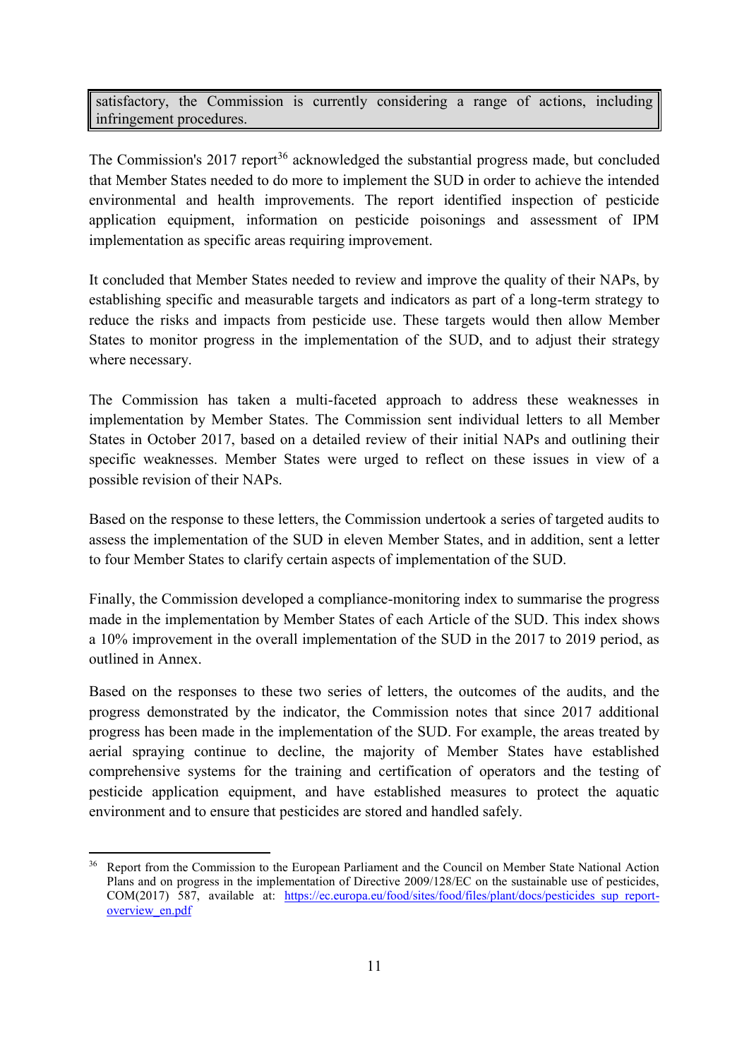satisfactory, the Commission is currently considering a range of actions, including infringement procedures.

The Commission's 2017 report[36] acknowledged the substantial progress made, but concluded that Member States needed to do more to implement the SUD in order to achieve the intended environmental and health improvements. The report identified inspection of pesticide application equipment, information on pesticide poisonings and assessment of IPM implementation as specific areas requiring improvement.

It concluded that Member States needed to review and improve the quality of their NAPs, by establishing specific and measurable targets and indicators as part of a long-term strategy to reduce the risks and impacts from pesticide use. These targets would then allow Member States to monitor progress in the implementation of the SUD, and to adjust their strategy where necessary.

The Commission has taken a multi-faceted approach to address these weaknesses in implementation by Member States. The Commission sent individual letters to all Member States in October 2017, based on a detailed review of their initial NAPs and outlining their specific weaknesses. Member States were urged to reflect on these issues in view of a possible revision of their NAPs.

Based on the response to these letters, the Commission undertook a series of targeted audits to assess the implementation of the SUD in eleven Member States, and in addition, sent a letter to four Member States to clarify certain aspects of implementation of the SUD.

Finally, the Commission developed a compliance-monitoring index to summarise the progress made in the implementation by Member States of each Article of the SUD. This index shows a 10% improvement in the overall implementation of the SUD in the 2017 to 2019 period, as outlined in Annex.

Based on the responses to these two series of letters, the outcomes of the audits, and the progress demonstrated by the indicator, the Commission notes that since 2017 additional progress has been made in the implementation of the SUD. For example, the areas treated by aerial spraying continue to decline, the majority of Member States have established comprehensive systems for the training and certification of operators and the testing of pesticide application equipment, and have established measures to protect the aquatic environment and to ensure that pesticides are stored and handled safely.

[36] Report from the Commission to the European Parliament and the Council on Member State National Action Plans and on progress in the implementation of Directive 2009/128/EC on the sustainable use of pesticides, COM(2017) 587, available at: https://ec.europa.eu/food/sites/food/files/plant/docs/pesticides_sup_report-overview_en.pdf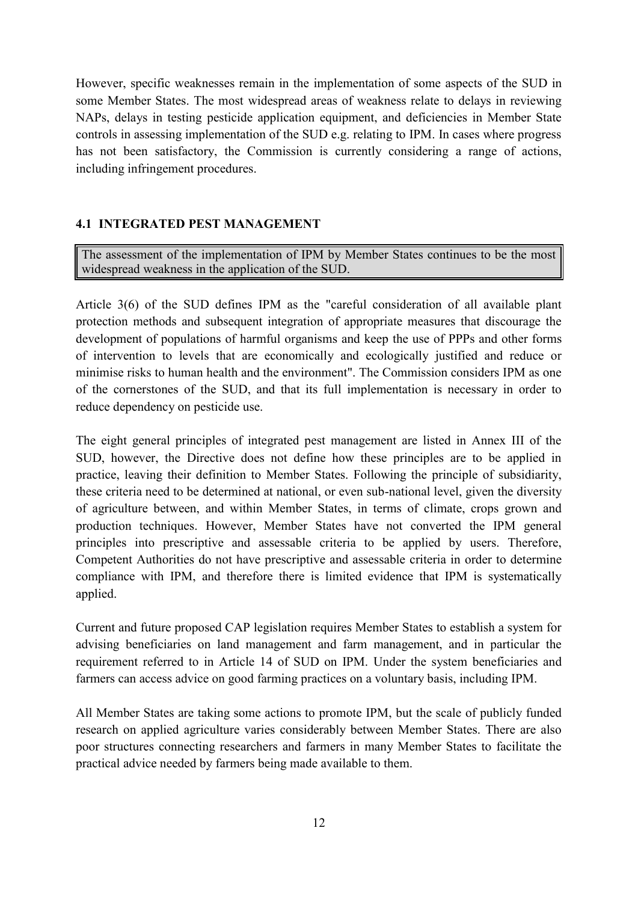However, specific weaknesses remain in the implementation of some aspects of the SUD in some Member States. The most widespread areas of weakness relate to delays in reviewing NAPs, delays in testing pesticide application equipment, and deficiencies in Member State controls in assessing implementation of the SUD e.g. relating to IPM. In cases where progress has not been satisfactory, the Commission is currently considering a range of actions, including infringement procedures.

## 4.1 INTEGRATED PEST MANAGEMENT

> The assessment of the implementation of IPM by Member States continues to be the most widespread weakness in the application of the SUD.

Article 3(6) of the SUD defines IPM as the "careful consideration of all available plant protection methods and subsequent integration of appropriate measures that discourage the development of populations of harmful organisms and keep the use of PPPs and other forms of intervention to levels that are economically and ecologically justified and reduce or minimise risks to human health and the environment". The Commission considers IPM as one of the cornerstones of the SUD, and that its full implementation is necessary in order to reduce dependency on pesticide use.

The eight general principles of integrated pest management are listed in Annex III of the SUD, however, the Directive does not define how these principles are to be applied in practice, leaving their definition to Member States. Following the principle of subsidiarity, these criteria need to be determined at national, or even sub-national level, given the diversity of agriculture between, and within Member States, in terms of climate, crops grown and production techniques. However, Member States have not converted the IPM general principles into prescriptive and assessable criteria to be applied by users. Therefore, Competent Authorities do not have prescriptive and assessable criteria in order to determine compliance with IPM, and therefore there is limited evidence that IPM is systematically applied.

Current and future proposed CAP legislation requires Member States to establish a system for advising beneficiaries on land management and farm management, and in particular the requirement referred to in Article 14 of SUD on IPM. Under the system beneficiaries and farmers can access advice on good farming practices on a voluntary basis, including IPM.

All Member States are taking some actions to promote IPM, but the scale of publicly funded research on applied agriculture varies considerably between Member States. There are also poor structures connecting researchers and farmers in many Member States to facilitate the practical advice needed by farmers being made available to them.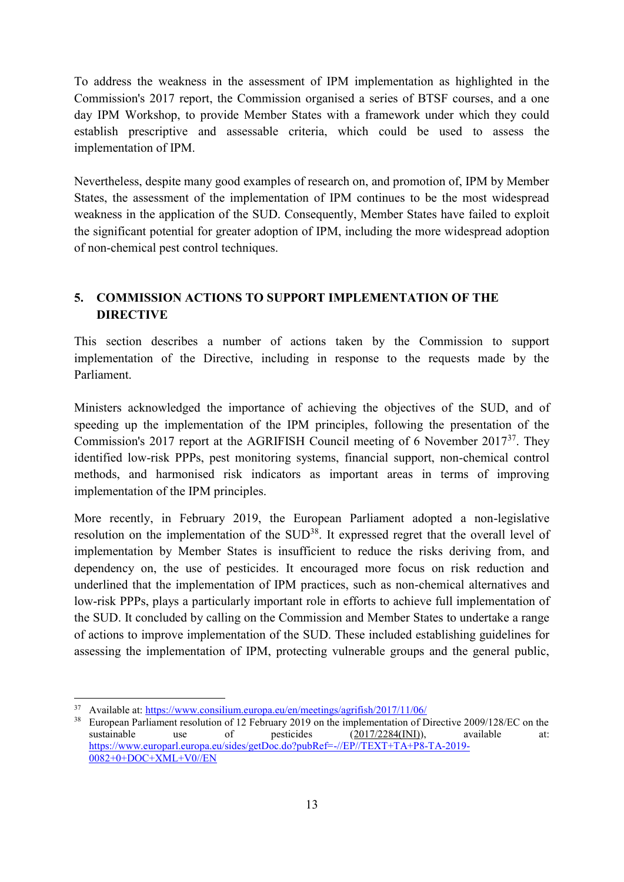To address the weakness in the assessment of IPM implementation as highlighted in the Commission's 2017 report, the Commission organised a series of BTSF courses, and a one day IPM Workshop, to provide Member States with a framework under which they could establish prescriptive and assessable criteria, which could be used to assess the implementation of IPM.

Nevertheless, despite many good examples of research on, and promotion of, IPM by Member States, the assessment of the implementation of IPM continues to be the most widespread weakness in the application of the SUD. Consequently, Member States have failed to exploit the significant potential for greater adoption of IPM, including the more widespread adoption of non-chemical pest control techniques.

## 5. COMMISSION ACTIONS TO SUPPORT IMPLEMENTATION OF THE DIRECTIVE

This section describes a number of actions taken by the Commission to support implementation of the Directive, including in response to the requests made by the Parliament.

Ministers acknowledged the importance of achieving the objectives of the SUD, and of speeding up the implementation of the IPM principles, following the presentation of the Commission's 2017 report at the AGRIFISH Council meeting of 6 November 2017[37]. They identified low-risk PPPs, pest monitoring systems, financial support, non-chemical control methods, and harmonised risk indicators as important areas in terms of improving implementation of the IPM principles.

More recently, in February 2019, the European Parliament adopted a non-legislative resolution on the implementation of the SUD[38]. It expressed regret that the overall level of implementation by Member States is insufficient to reduce the risks deriving from, and dependency on, the use of pesticides. It encouraged more focus on risk reduction and underlined that the implementation of IPM practices, such as non-chemical alternatives and low-risk PPPs, plays a particularly important role in efforts to achieve full implementation of the SUD. It concluded by calling on the Commission and Member States to undertake a range of actions to improve implementation of the SUD. These included establishing guidelines for assessing the implementation of IPM, protecting vulnerable groups and the general public,

---

[37] Available at: https://www.consilium.europa.eu/en/meetings/agrifish/2017/11/06/

[38] European Parliament resolution of 12 February 2019 on the implementation of Directive 2009/128/EC on the sustainable use of pesticides (2017/2284(INI)), available at: https://www.europarl.europa.eu/sides/getDoc.do?pubRef=-//EP//TEXT+TA+P8-TA-2019-0082+0+DOC+XML+V0//EN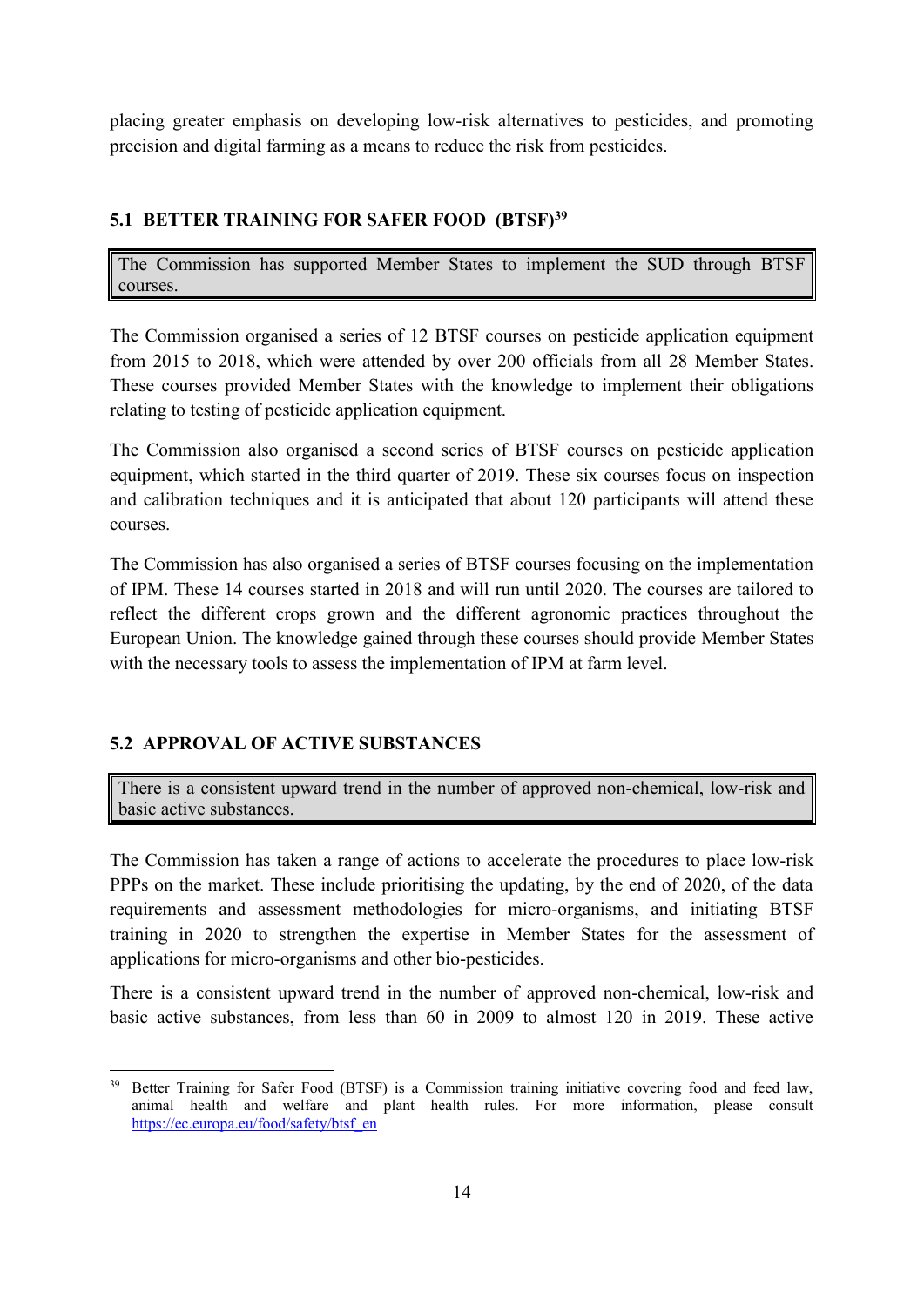placing greater emphasis on developing low-risk alternatives to pesticides, and promoting precision and digital farming as a means to reduce the risk from pesticides.

## 5.1 BETTER TRAINING FOR SAFER FOOD (BTSF)[39]

> The Commission has supported Member States to implement the SUD through BTSF courses.

The Commission organised a series of 12 BTSF courses on pesticide application equipment from 2015 to 2018, which were attended by over 200 officials from all 28 Member States. These courses provided Member States with the knowledge to implement their obligations relating to testing of pesticide application equipment.

The Commission also organised a second series of BTSF courses on pesticide application equipment, which started in the third quarter of 2019. These six courses focus on inspection and calibration techniques and it is anticipated that about 120 participants will attend these courses.

The Commission has also organised a series of BTSF courses focusing on the implementation of IPM. These 14 courses started in 2018 and will run until 2020. The courses are tailored to reflect the different crops grown and the different agronomic practices throughout the European Union. The knowledge gained through these courses should provide Member States with the necessary tools to assess the implementation of IPM at farm level.

## 5.2 APPROVAL OF ACTIVE SUBSTANCES

> There is a consistent upward trend in the number of approved non-chemical, low-risk and basic active substances.

The Commission has taken a range of actions to accelerate the procedures to place low-risk PPPs on the market. These include prioritising the updating, by the end of 2020, of the data requirements and assessment methodologies for micro-organisms, and initiating BTSF training in 2020 to strengthen the expertise in Member States for the assessment of applications for micro-organisms and other bio-pesticides.

There is a consistent upward trend in the number of approved non-chemical, low-risk and basic active substances, from less than 60 in 2009 to almost 120 in 2019. These active

---

[39] Better Training for Safer Food (BTSF) is a Commission training initiative covering food and feed law, animal health and welfare and plant health rules. For more information, please consult https://ec.europa.eu/food/safety/btsf_en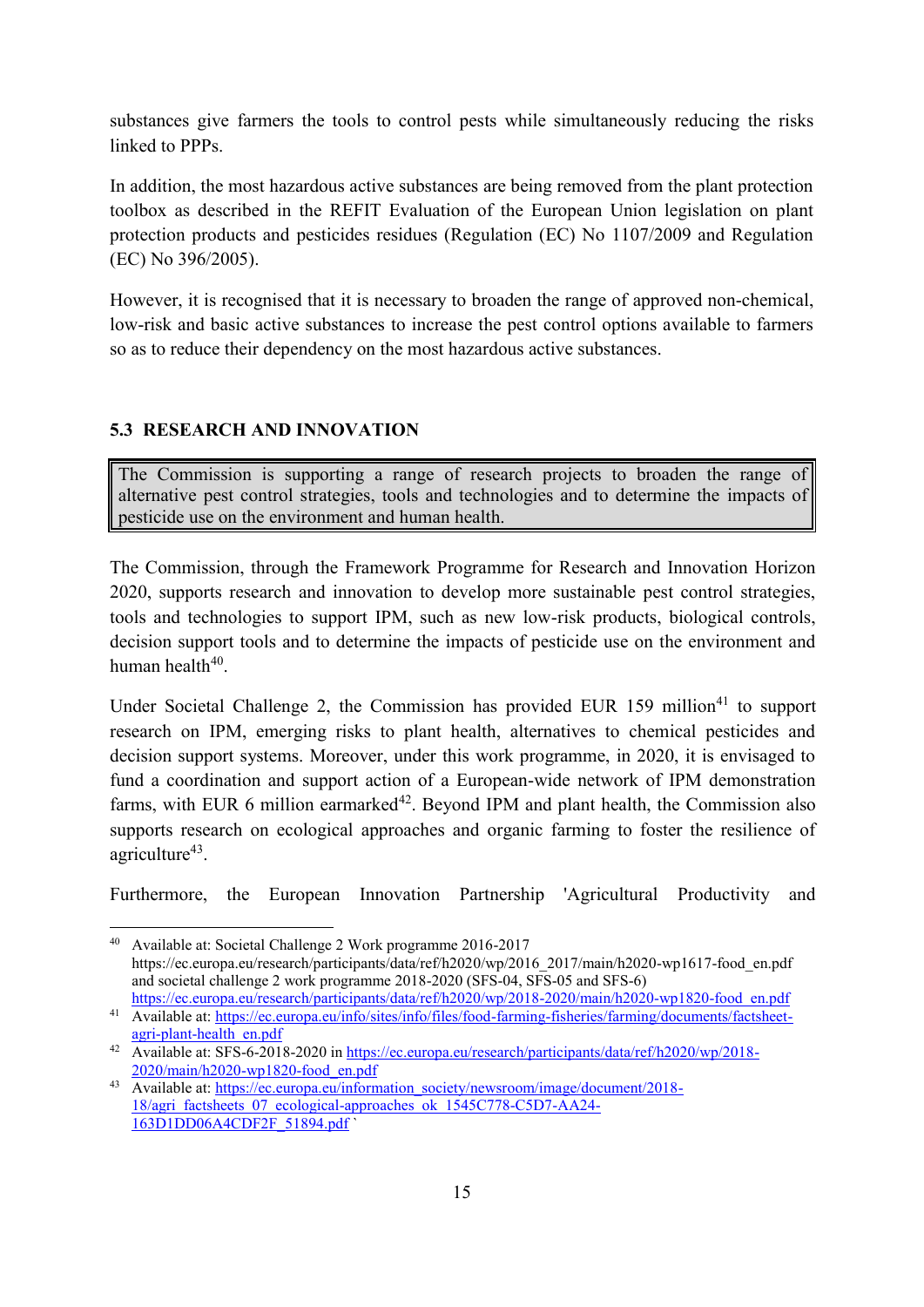substances give farmers the tools to control pests while simultaneously reducing the risks linked to PPPs.

In addition, the most hazardous active substances are being removed from the plant protection toolbox as described in the REFIT Evaluation of the European Union legislation on plant protection products and pesticides residues (Regulation (EC) No 1107/2009 and Regulation (EC) No 396/2005).

However, it is recognised that it is necessary to broaden the range of approved non-chemical, low-risk and basic active substances to increase the pest control options available to farmers so as to reduce their dependency on the most hazardous active substances.

### 5.3 RESEARCH AND INNOVATION

> The Commission is supporting a range of research projects to broaden the range of alternative pest control strategies, tools and technologies and to determine the impacts of pesticide use on the environment and human health.

The Commission, through the Framework Programme for Research and Innovation Horizon 2020, supports research and innovation to develop more sustainable pest control strategies, tools and technologies to support IPM, such as new low-risk products, biological controls, decision support tools and to determine the impacts of pesticide use on the environment and human health[40].

Under Societal Challenge 2, the Commission has provided EUR 159 million[41] to support research on IPM, emerging risks to plant health, alternatives to chemical pesticides and decision support systems. Moreover, under this work programme, in 2020, it is envisaged to fund a coordination and support action of a European-wide network of IPM demonstration farms, with EUR 6 million earmarked[42]. Beyond IPM and plant health, the Commission also supports research on ecological approaches and organic farming to foster the resilience of agriculture[43].

Furthermore, the European Innovation Partnership 'Agricultural Productivity and

---

[40] Available at: Societal Challenge 2 Work programme 2016-2017 https://ec.europa.eu/research/participants/data/ref/h2020/wp/2016_2017/main/h2020-wp1617-food_en.pdf and societal challenge 2 work programme 2018-2020 (SFS-04, SFS-05 and SFS-6) https://ec.europa.eu/research/participants/data/ref/h2020/wp/2018-2020/main/h2020-wp1820-food_en.pdf

[41] Available at: https://ec.europa.eu/info/sites/info/files/food-farming-fisheries/farming/documents/factsheet-agri-plant-health_en.pdf

[42] Available at: SFS-6-2018-2020 in https://ec.europa.eu/research/participants/data/ref/h2020/wp/2018-2020/main/h2020-wp1820-food_en.pdf

[43] Available at: https://ec.europa.eu/information_society/newsroom/image/document/2018-18/agri_factsheets_07_ecological-approaches_ok_1545C778-C5D7-AA24-163D1DD06A4CDF2F_51894.pdf `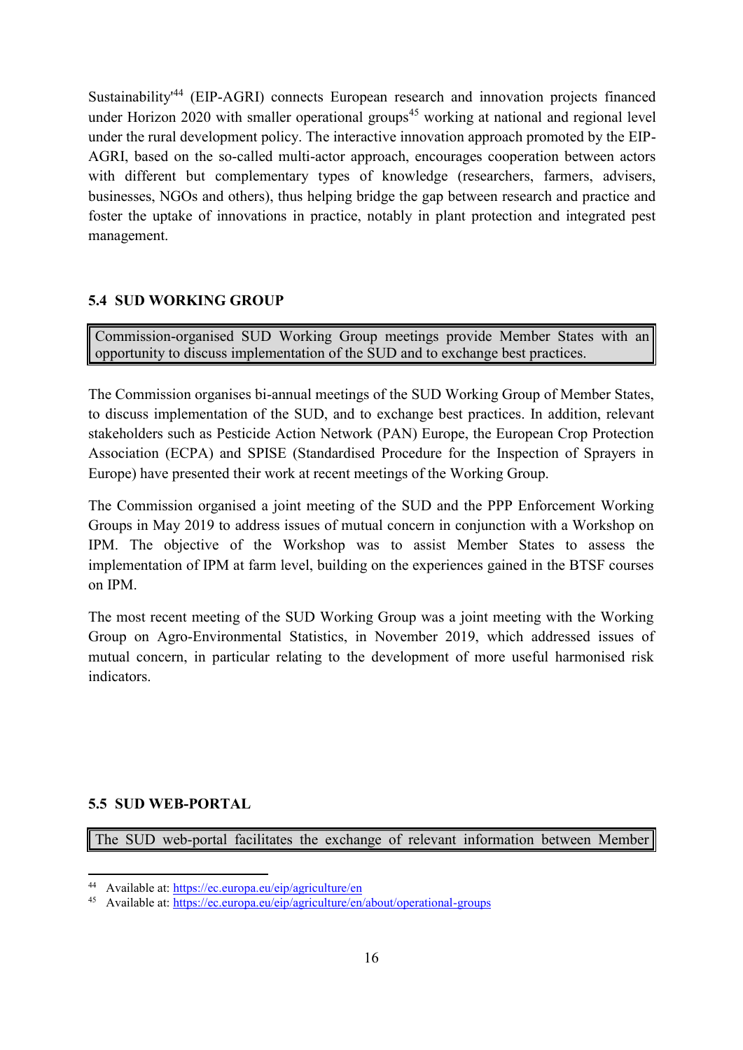Sustainability'[44] (EIP-AGRI) connects European research and innovation projects financed under Horizon 2020 with smaller operational groups[45] working at national and regional level under the rural development policy. The interactive innovation approach promoted by the EIP-AGRI, based on the so-called multi-actor approach, encourages cooperation between actors with different but complementary types of knowledge (researchers, farmers, advisers, businesses, NGOs and others), thus helping bridge the gap between research and practice and foster the uptake of innovations in practice, notably in plant protection and integrated pest management.

### 5.4 SUD WORKING GROUP

> Commission-organised SUD Working Group meetings provide Member States with an opportunity to discuss implementation of the SUD and to exchange best practices.

The Commission organises bi-annual meetings of the SUD Working Group of Member States, to discuss implementation of the SUD, and to exchange best practices. In addition, relevant stakeholders such as Pesticide Action Network (PAN) Europe, the European Crop Protection Association (ECPA) and SPISE (Standardised Procedure for the Inspection of Sprayers in Europe) have presented their work at recent meetings of the Working Group.

The Commission organised a joint meeting of the SUD and the PPP Enforcement Working Groups in May 2019 to address issues of mutual concern in conjunction with a Workshop on IPM. The objective of the Workshop was to assist Member States to assess the implementation of IPM at farm level, building on the experiences gained in the BTSF courses on IPM.

The most recent meeting of the SUD Working Group was a joint meeting with the Working Group on Agro-Environmental Statistics, in November 2019, which addressed issues of mutual concern, in particular relating to the development of more useful harmonised risk indicators.

### 5.5 SUD WEB-PORTAL

> The SUD web-portal facilitates the exchange of relevant information between Member

---

[44] Available at: https://ec.europa.eu/eip/agriculture/en

[45] Available at: https://ec.europa.eu/eip/agriculture/en/about/operational-groups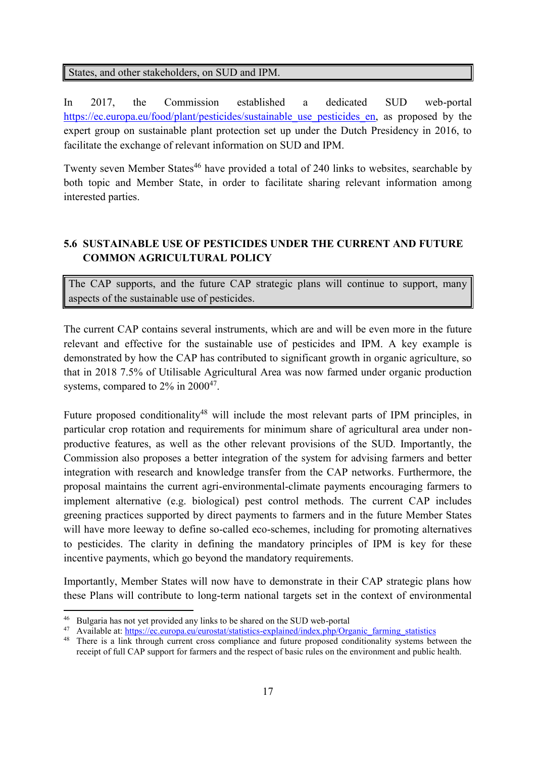States, and other stakeholders, on SUD and IPM.

In 2017, the Commission established a dedicated SUD web-portal https://ec.europa.eu/food/plant/pesticides/sustainable_use_pesticides_en, as proposed by the expert group on sustainable plant protection set up under the Dutch Presidency in 2016, to facilitate the exchange of relevant information on SUD and IPM.

Twenty seven Member States[46] have provided a total of 240 links to websites, searchable by both topic and Member State, in order to facilitate sharing relevant information among interested parties.

## 5.6 SUSTAINABLE USE OF PESTICIDES UNDER THE CURRENT AND FUTURE COMMON AGRICULTURAL POLICY

The CAP supports, and the future CAP strategic plans will continue to support, many aspects of the sustainable use of pesticides.

The current CAP contains several instruments, which are and will be even more in the future relevant and effective for the sustainable use of pesticides and IPM. A key example is demonstrated by how the CAP has contributed to significant growth in organic agriculture, so that in 2018 7.5% of Utilisable Agricultural Area was now farmed under organic production systems, compared to 2% in 2000[47].

Future proposed conditionality[48] will include the most relevant parts of IPM principles, in particular crop rotation and requirements for minimum share of agricultural area under non-productive features, as well as the other relevant provisions of the SUD. Importantly, the Commission also proposes a better integration of the system for advising farmers and better integration with research and knowledge transfer from the CAP networks. Furthermore, the proposal maintains the current agri-environmental-climate payments encouraging farmers to implement alternative (e.g. biological) pest control methods. The current CAP includes greening practices supported by direct payments to farmers and in the future Member States will have more leeway to define so-called eco-schemes, including for promoting alternatives to pesticides. The clarity in defining the mandatory principles of IPM is key for these incentive payments, which go beyond the mandatory requirements.

Importantly, Member States will now have to demonstrate in their CAP strategic plans how these Plans will contribute to long-term national targets set in the context of environmental

[46] Bulgaria has not yet provided any links to be shared on the SUD web-portal

[47] Available at: https://ec.europa.eu/eurostat/statistics-explained/index.php/Organic_farming_statistics

[48] There is a link through current cross compliance and future proposed conditionality systems between the receipt of full CAP support for farmers and the respect of basic rules on the environment and public health.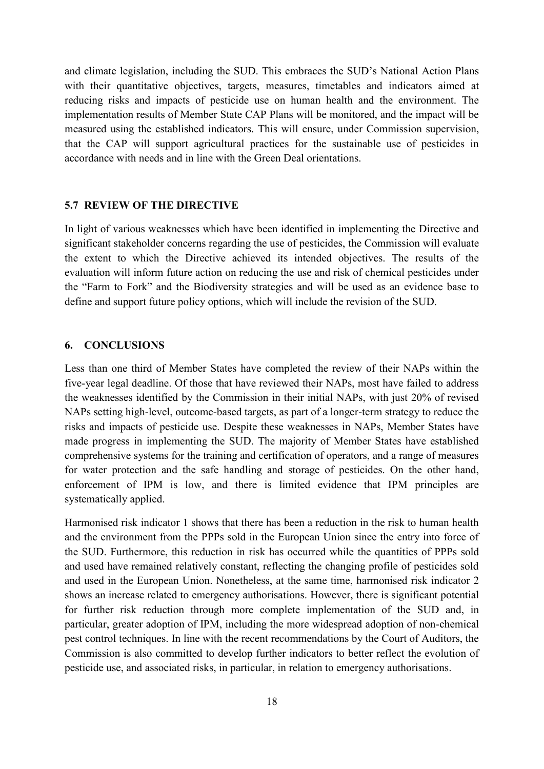and climate legislation, including the SUD. This embraces the SUD's National Action Plans with their quantitative objectives, targets, measures, timetables and indicators aimed at reducing risks and impacts of pesticide use on human health and the environment. The implementation results of Member State CAP Plans will be monitored, and the impact will be measured using the established indicators. This will ensure, under Commission supervision, that the CAP will support agricultural practices for the sustainable use of pesticides in accordance with needs and in line with the Green Deal orientations.

### 5.7 REVIEW OF THE DIRECTIVE

In light of various weaknesses which have been identified in implementing the Directive and significant stakeholder concerns regarding the use of pesticides, the Commission will evaluate the extent to which the Directive achieved its intended objectives. The results of the evaluation will inform future action on reducing the use and risk of chemical pesticides under the "Farm to Fork" and the Biodiversity strategies and will be used as an evidence base to define and support future policy options, which will include the revision of the SUD.

## 6. CONCLUSIONS

Less than one third of Member States have completed the review of their NAPs within the five-year legal deadline. Of those that have reviewed their NAPs, most have failed to address the weaknesses identified by the Commission in their initial NAPs, with just 20% of revised NAPs setting high-level, outcome-based targets, as part of a longer-term strategy to reduce the risks and impacts of pesticide use. Despite these weaknesses in NAPs, Member States have made progress in implementing the SUD. The majority of Member States have established comprehensive systems for the training and certification of operators, and a range of measures for water protection and the safe handling and storage of pesticides. On the other hand, enforcement of IPM is low, and there is limited evidence that IPM principles are systematically applied.

Harmonised risk indicator 1 shows that there has been a reduction in the risk to human health and the environment from the PPPs sold in the European Union since the entry into force of the SUD. Furthermore, this reduction in risk has occurred while the quantities of PPPs sold and used have remained relatively constant, reflecting the changing profile of pesticides sold and used in the European Union. Nonetheless, at the same time, harmonised risk indicator 2 shows an increase related to emergency authorisations. However, there is significant potential for further risk reduction through more complete implementation of the SUD and, in particular, greater adoption of IPM, including the more widespread adoption of non-chemical pest control techniques. In line with the recent recommendations by the Court of Auditors, the Commission is also committed to develop further indicators to better reflect the evolution of pesticide use, and associated risks, in particular, in relation to emergency authorisations.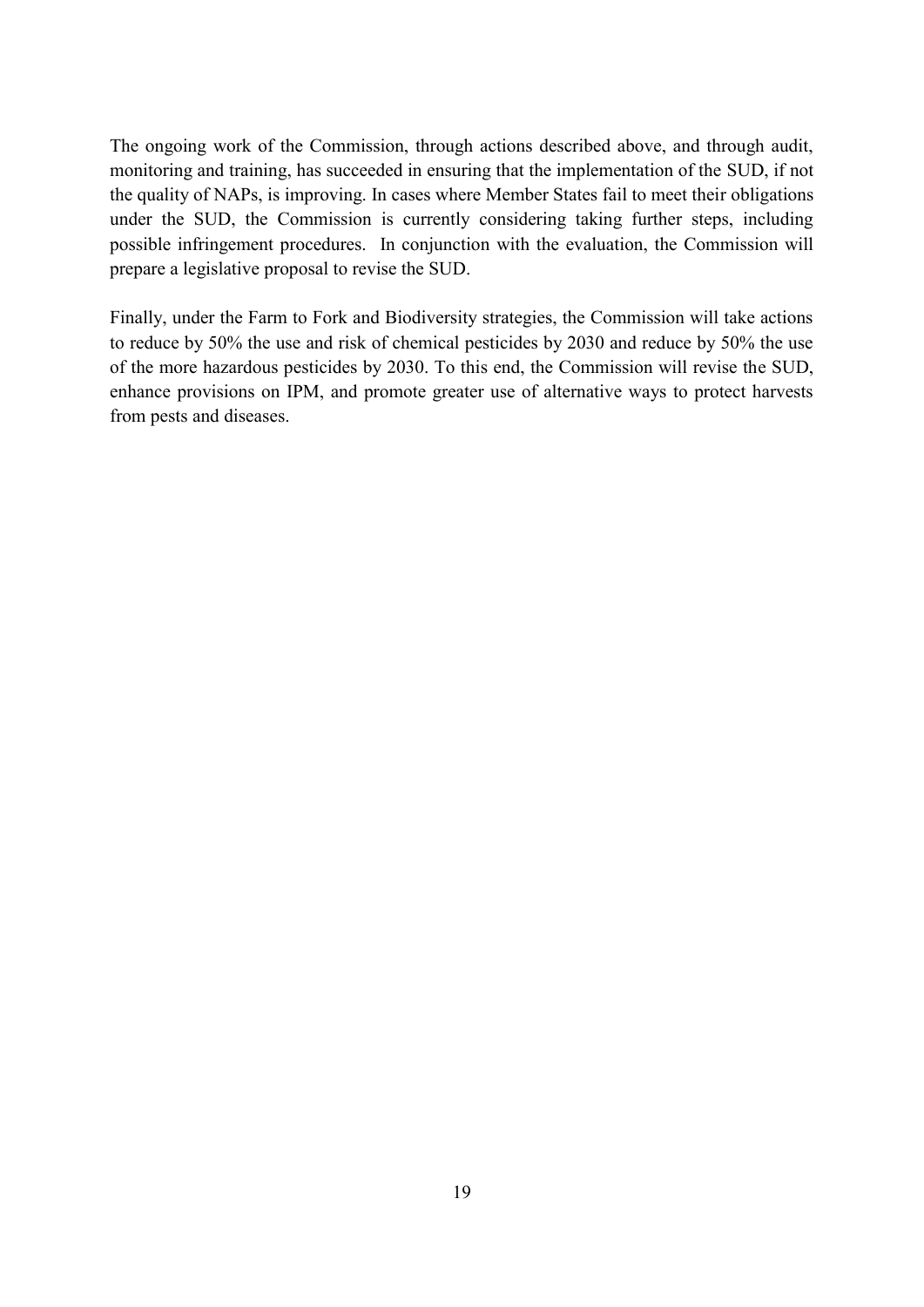The ongoing work of the Commission, through actions described above, and through audit, monitoring and training, has succeeded in ensuring that the implementation of the SUD, if not the quality of NAPs, is improving. In cases where Member States fail to meet their obligations under the SUD, the Commission is currently considering taking further steps, including possible infringement procedures. In conjunction with the evaluation, the Commission will prepare a legislative proposal to revise the SUD.

Finally, under the Farm to Fork and Biodiversity strategies, the Commission will take actions to reduce by 50% the use and risk of chemical pesticides by 2030 and reduce by 50% the use of the more hazardous pesticides by 2030. To this end, the Commission will revise the SUD, enhance provisions on IPM, and promote greater use of alternative ways to protect harvests from pests and diseases.